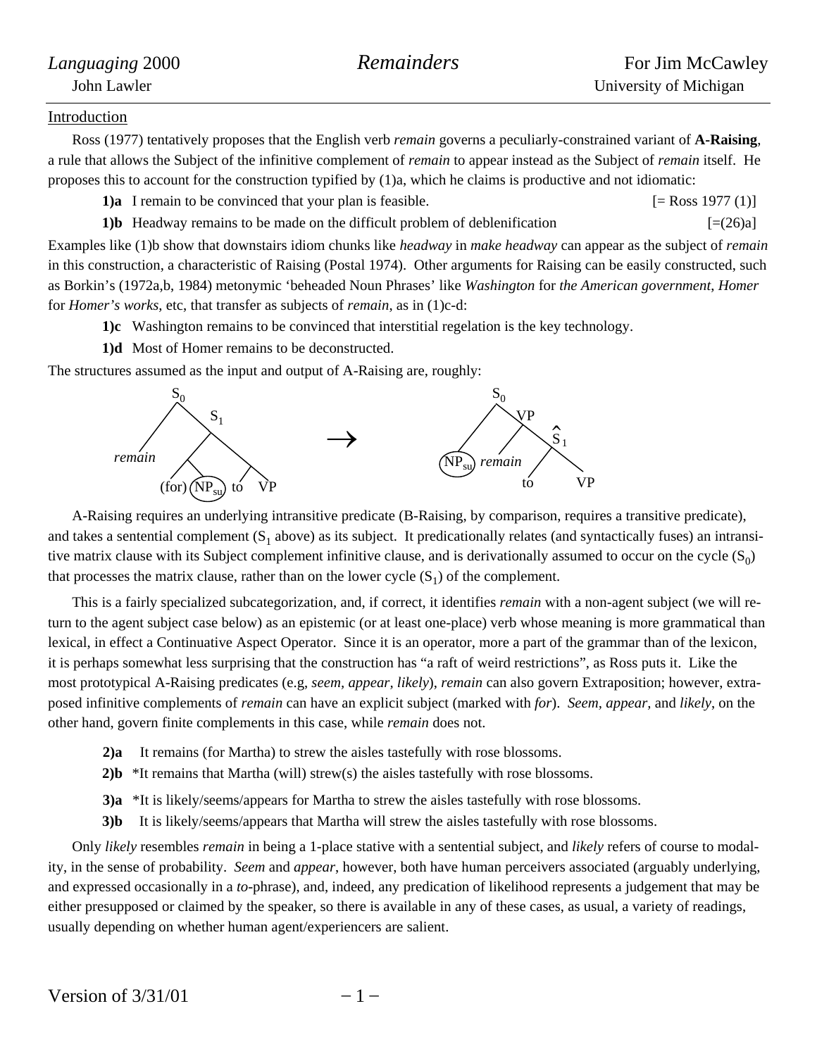*Languaging* 2000 — *Remainders* — For Jim McCawley

John Lawler — University of Michigan

## Introduction

Ross (1977) tentatively proposes that the English verb *remain* governs a peculiarly-constrained variant of **A-Raising**, a rule that allows the Subject of the infinitive complement of *remain* to appear instead as the Subject of *remain* itself. He proposes this to account for the construction typified by (1)a, which he claims is productive and not idiomatic:

**1)a** I remain to be convinced that your plan is feasible. [= Ross 1977 (1)]

**1)b** Headway remains to be made on the difficult problem of deblenification [=(26)a]

Examples like (1)b show that downstairs idiom chunks like *headway* in *make headway* can appear as the subject of *remain* in this construction, a characteristic of Raising (Postal 1974). Other arguments for Raising can be easily constructed, such as Borkin's (1972a,b, 1984) metonymic 'beheaded Noun Phrases' like *Washington* for *the American government*, *Homer* for *Homer's works*, etc, that transfer as subjects of *remain*, as in (1)c-d:

**1)c** Washington remains to be convinced that interstitial regelation is the key technology.

**1)d** Most of Homer remains to be deconstructed.

The structures assumed as the input and output of A-Raising are, roughly:

```
        S0                                  S0
       /  \                                /  \
      /    S1              →              /    VP
     /    /  \                           /    /  \
 remain  /    \                      (NPsu) remain  Ŝ1
        /      \                                   /  \
   (for) (NPsu) to  VP                            to   VP
```

A-Raising requires an underlying intransitive predicate (B-Raising, by comparison, requires a transitive predicate), and takes a sentential complement ($S_1$ above) as its subject. It predicationally relates (and syntactically fuses) an intransitive matrix clause with its Subject complement infinitive clause, and is derivationally assumed to occur on the cycle ($S_0$) that processes the matrix clause, rather than on the lower cycle ($S_1$) of the complement.

This is a fairly specialized subcategorization, and, if correct, it identifies *remain* with a non-agent subject (we will return to the agent subject case below) as an epistemic (or at least one-place) verb whose meaning is more grammatical than lexical, in effect a Continuative Aspect Operator. Since it is an operator, more a part of the grammar than of the lexicon, it is perhaps somewhat less surprising that the construction has "a raft of weird restrictions", as Ross puts it. Like the most prototypical A-Raising predicates (e.g, *seem*, *appear*, *likely*), *remain* can also govern Extraposition; however, extraposed infinitive complements of *remain* can have an explicit subject (marked with *for*). *Seem*, *appear*, and *likely*, on the other hand, govern finite complements in this case, while *remain* does not.

**2)a** It remains (for Martha) to strew the aisles tastefully with rose blossoms.

**2)b** *It remains that Martha (will) strew(s) the aisles tastefully with rose blossoms.

**3)a** *It is likely/seems/appears for Martha to strew the aisles tastefully with rose blossoms.

**3)b** It is likely/seems/appears that Martha will strew the aisles tastefully with rose blossoms.

Only *likely* resembles *remain* in being a 1-place stative with a sentential subject, and *likely* refers of course to modality, in the sense of probability. *Seem* and *appear*, however, both have human perceivers associated (arguably underlying, and expressed occasionally in a *to*-phrase), and, indeed, any predication of likelihood represents a judgement that may be either presupposed or claimed by the speaker, so there is available in any of these cases, as usual, a variety of readings, usually depending on whether human agent/experiencers are salient.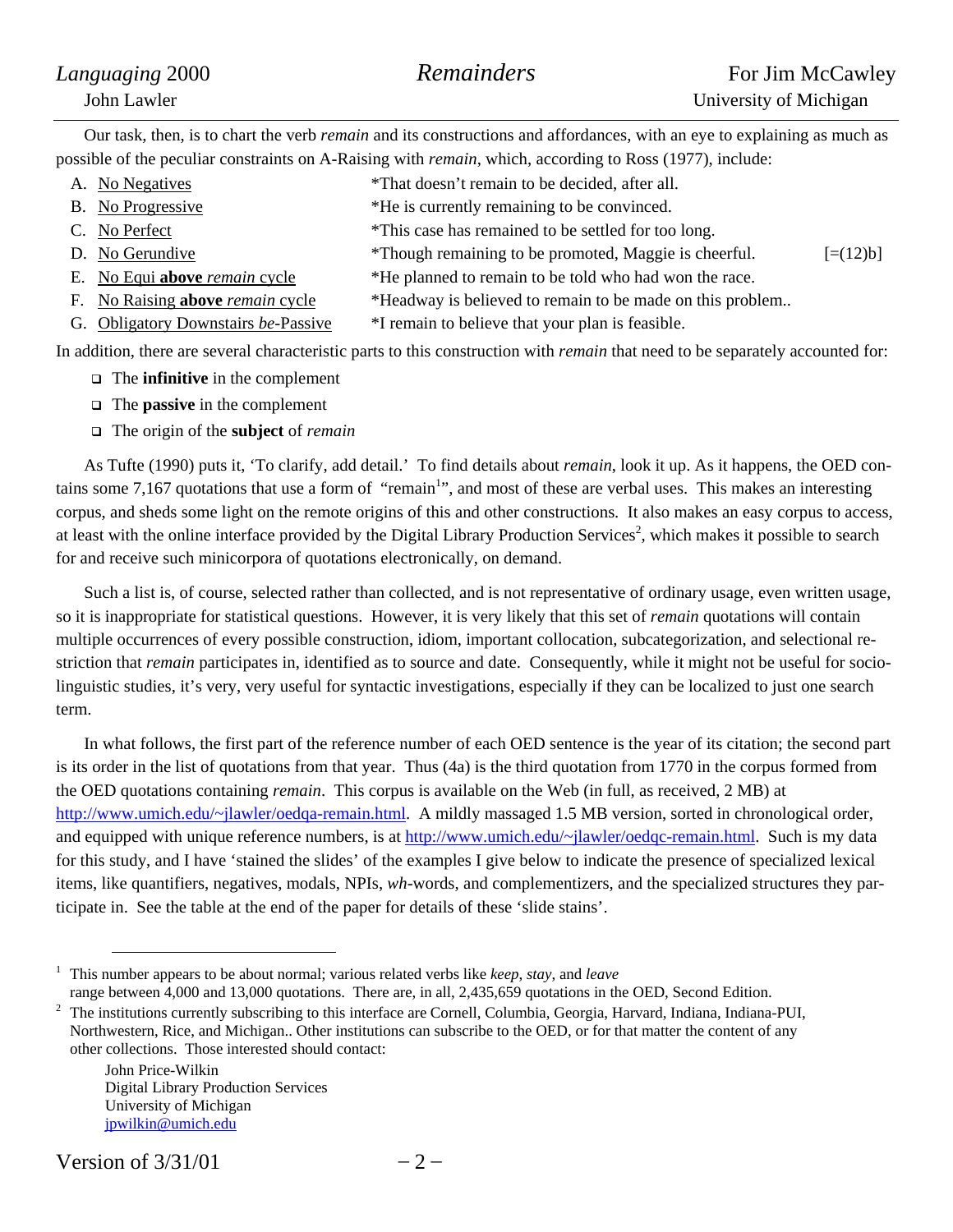Our task, then, is to chart the verb *remain* and its constructions and affordances, with an eye to explaining as much as possible of the peculiar constraints on A-Raising with *remain*, which, according to Ross (1977), include:

| | | | |
|---|---|---|---|
| A. | No Negatives | *That doesn't remain to be decided, after all. | |
| B. | No Progressive | *He is currently remaining to be convinced. | |
| C. | No Perfect | *This case has remained to be settled for too long. | |
| D. | No Gerundive | *Though remaining to be promoted, Maggie is cheerful. | [=(12)b] |
| E. | No Equi **above** *remain* cycle | *He planned to remain to be told who had won the race. | |
| F. | No Raising **above** *remain* cycle | *Headway is believed to remain to be made on this problem.. | |
| G. | Obligatory Downstairs *be*-Passive | *I remain to believe that your plan is feasible. | |

In addition, there are several characteristic parts to this construction with *remain* that need to be separately accounted for:

- The **infinitive** in the complement
- The **passive** in the complement
- The origin of the **subject** of *remain*

As Tufte (1990) puts it, 'To clarify, add detail.' To find details about *remain*, look it up. As it happens, the OED contains some 7,167 quotations that use a form of "remain[1]", and most of these are verbal uses. This makes an interesting corpus, and sheds some light on the remote origins of this and other constructions. It also makes an easy corpus to access, at least with the online interface provided by the Digital Library Production Services[2], which makes it possible to search for and receive such minicorpora of quotations electronically, on demand.

Such a list is, of course, selected rather than collected, and is not representative of ordinary usage, even written usage, so it is inappropriate for statistical questions. However, it is very likely that this set of *remain* quotations will contain multiple occurrences of every possible construction, idiom, important collocation, subcategorization, and selectional restriction that *remain* participates in, identified as to source and date. Consequently, while it might not be useful for sociolinguistic studies, it's very, very useful for syntactic investigations, especially if they can be localized to just one search term.

In what follows, the first part of the reference number of each OED sentence is the year of its citation; the second part is its order in the list of quotations from that year. Thus (4a) is the third quotation from 1770 in the corpus formed from the OED quotations containing *remain*. This corpus is available on the Web (in full, as received, 2 MB) at http://www.umich.edu/~jlawler/oedqa-remain.html. A mildly massaged 1.5 MB version, sorted in chronological order, and equipped with unique reference numbers, is at http://www.umich.edu/~jlawler/oedqc-remain.html. Such is my data for this study, and I have 'stained the slides' of the examples I give below to indicate the presence of specialized lexical items, like quantifiers, negatives, modals, NPIs, *wh*-words, and complementizers, and the specialized structures they participate in. See the table at the end of the paper for details of these 'slide stains'.

---

[1] This number appears to be about normal; various related verbs like *keep*, *stay*, and *leave* range between 4,000 and 13,000 quotations. There are, in all, 2,435,659 quotations in the OED, Second Edition.

[2] The institutions currently subscribing to this interface are Cornell, Columbia, Georgia, Harvard, Indiana, Indiana-PUI, Northwestern, Rice, and Michigan.. Other institutions can subscribe to the OED, or for that matter the content of any other collections. Those interested should contact:

John Price-Wilkin
Digital Library Production Services
University of Michigan
jpwilkin@umich.edu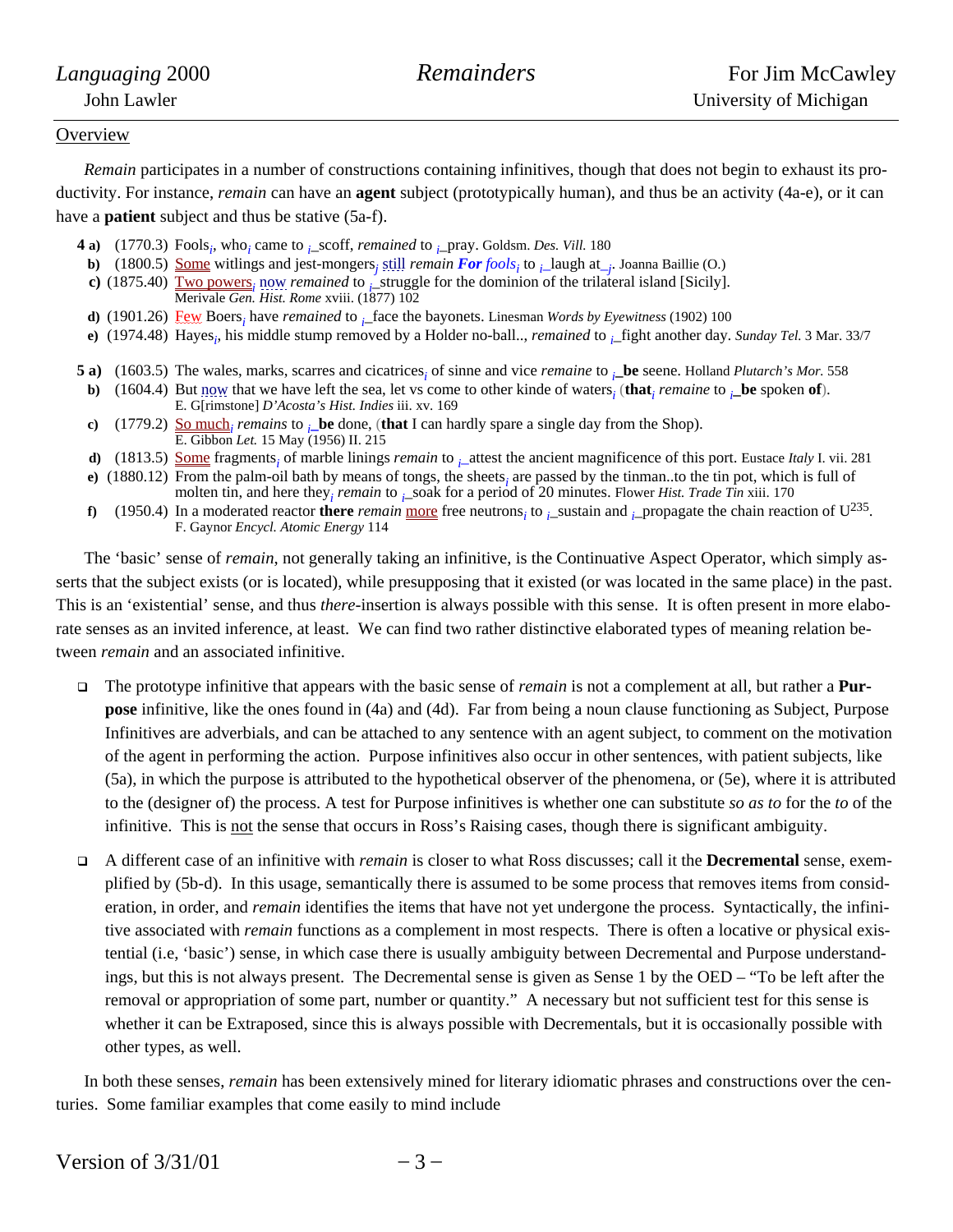## Overview

*Remain* participates in a number of constructions containing infinitives, though that does not begin to exhaust its productivity. For instance, *remain* can have an **agent** subject (prototypically human), and thus be an activity (4a-e), or it can have a **patient** subject and thus be stative (5a-f).

**4 a)** (1770.3) Fools$_i$, who$_i$ came to $_i$_scoff, *remained* to $_i$_pray. Goldsm. *Des. Vill.* 180

**b)** (1800.5) Some witlings and jest-mongers$_j$ still *remain* ***For*** *fools*$_i$ to $_i$_laugh at_$_j$. Joanna Baillie (O.)

**c)** (1875.40) Two powers$_i$ now *remained* to $_i$_struggle for the dominion of the trilateral island [Sicily]. Merivale *Gen. Hist. Rome* xviii. (1877) 102

**d)** (1901.26) Few Boers$_i$ have *remained* to $_i$_face the bayonets. Linesman *Words by Eyewitness* (1902) 100

**e)** (1974.48) Hayes$_i$, his middle stump removed by a Holder no-ball.., *remained* to $_i$_fight another day. *Sunday Tel.* 3 Mar. 33/7

**5 a)** (1603.5) The wales, marks, scarres and cicatrices$_i$ of sinne and vice *remaine* to $_i$_**be** seene. Holland *Plutarch's Mor.* 558

**b)** (1604.4) But now that we have left the sea, let vs come to other kinde of waters$_i$ (**that**$_i$ *remaine* to $_i$_**be** spoken **of**). E. G[rimstone] *D'Acosta's Hist. Indies* iii. xv. 169

**c)** (1779.2) So much$_i$ *remains* to $_i$_**be** done, (**that** I can hardly spare a single day from the Shop). E. Gibbon *Let.* 15 May (1956) II. 215

**d)** (1813.5) Some fragments$_i$ of marble linings *remain* to $_i$_attest the ancient magnificence of this port. Eustace *Italy* I. vii. 281

**e)** (1880.12) From the palm-oil bath by means of tongs, the sheets$_i$ are passed by the tinman..to the tin pot, which is full of molten tin, and here they$_i$ *remain* to $_i$_soak for a period of 20 minutes. Flower *Hist. Trade Tin* xiii. 170

**f)** (1950.4) In a moderated reactor **there** *remain* more free neutrons$_i$ to $_i$_sustain and $_i$_propagate the chain reaction of $U^{235}$. F. Gaynor *Encycl. Atomic Energy* 114

The 'basic' sense of *remain*, not generally taking an infinitive, is the Continuative Aspect Operator, which simply asserts that the subject exists (or is located), while presupposing that it existed (or was located in the same place) in the past. This is an 'existential' sense, and thus *there*-insertion is always possible with this sense. It is often present in more elaborate senses as an invited inference, at least. We can find two rather distinctive elaborated types of meaning relation between *remain* and an associated infinitive.

- The prototype infinitive that appears with the basic sense of *remain* is not a complement at all, but rather a **Purpose** infinitive, like the ones found in (4a) and (4d). Far from being a noun clause functioning as Subject, Purpose Infinitives are adverbials, and can be attached to any sentence with an agent subject, to comment on the motivation of the agent in performing the action. Purpose infinitives also occur in other sentences, with patient subjects, like (5a), in which the purpose is attributed to the hypothetical observer of the phenomena, or (5e), where it is attributed to the (designer of) the process. A test for Purpose infinitives is whether one can substitute *so as to* for the *to* of the infinitive. This is not the sense that occurs in Ross's Raising cases, though there is significant ambiguity.

- A different case of an infinitive with *remain* is closer to what Ross discusses; call it the **Decremental** sense, exemplified by (5b-d). In this usage, semantically there is assumed to be some process that removes items from consideration, in order, and *remain* identifies the items that have not yet undergone the process. Syntactically, the infinitive associated with *remain* functions as a complement in most respects. There is often a locative or physical existential (i.e, 'basic') sense, in which case there is usually ambiguity between Decremental and Purpose understandings, but this is not always present. The Decremental sense is given as Sense 1 by the OED – "To be left after the removal or appropriation of some part, number or quantity." A necessary but not sufficient test for this sense is whether it can be Extraposed, since this is always possible with Decrementals, but it is occasionally possible with other types, as well.

In both these senses, *remain* has been extensively mined for literary idiomatic phrases and constructions over the centuries. Some familiar examples that come easily to mind include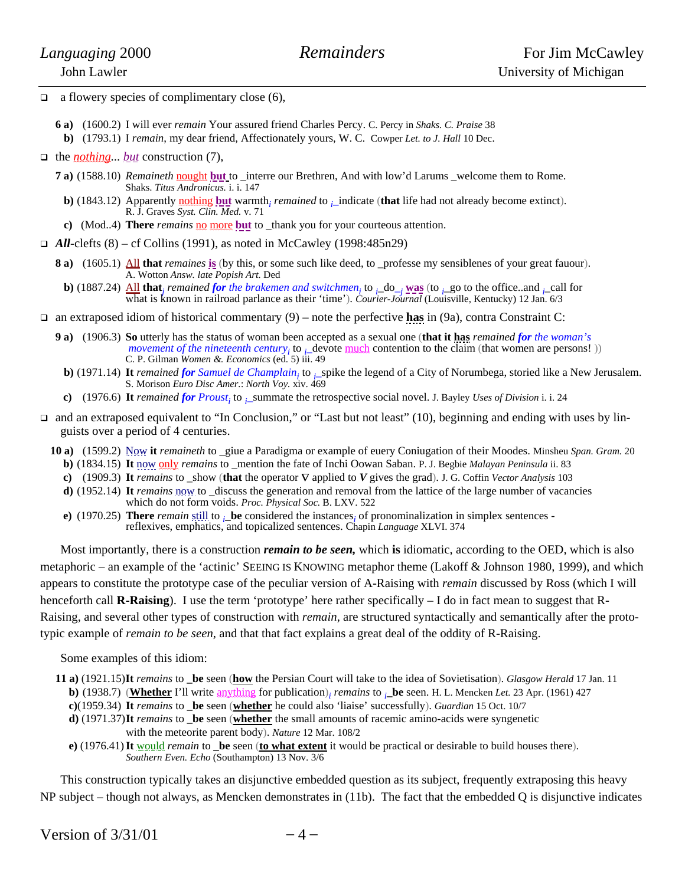- a flowery species of complimentary close (6),

**6 a)** (1600.2) I will ever *remain* Your assured friend Charles Percy. C. Percy in *Shaks. C. Praise* 38

**b)** (1793.1) I *remain*, my dear friend, Affectionately yours, W. C. Cowper *Let. to J. Hall* 10 Dec.

- the *nothing*... *but* construction (7),

**7 a)** (1588.10) *Remaineth* nought **but** to _interre our Brethren, And with low'd Larums _welcome them to Rome. Shaks. *Titus Andronicus.* i. i. 147

**b)** (1843.12) Apparently nothing **but** warmth$_i$ *remained* to $_i$_indicate (**that** life had not already become extinct). R. J. Graves *Syst. Clin. Med.* v. 71

**c)** (Mod..4) **There** *remains* no more **but** to _thank you for your courteous attention.

- ***All***-clefts (8) – cf Collins (1991), as noted in McCawley (1998:485n29)

**8 a)** (1605.1) All **that** *remaines* **is** (by this, or some such like deed, to _professe my sensiblenes of your great fauour). A. Wotton *Answ. late Popish Art.* Ded

**b)** (1887.24) All **that**$_j$ *remained **for** the brakemen and switchmen*$_i$ to $_i$_do_$_j$ **was** (to $_i$_go to the office..and $_i$_call for what is known in railroad parlance as their 'time'). *Courier-Journal* (Louisville, Kentucky) 12 Jan. 6/3

- an extraposed idiom of historical commentary (9) – note the perfective **has** in (9a), contra Constraint C:

**9 a)** (1906.3) **So** utterly has the status of woman been accepted as a sexual one (**that it has** *remained **for** the woman's movement of the nineteenth century*$_i$ to $_i$_devote much contention to the claim (that women are persons! )) C. P. Gilman *Women &. Economics* (ed. 5) iii. 49

**b)** (1971.14) **It** *remained **for** Samuel de Champlain*$_i$ to $_i$_spike the legend of a City of Norumbega, storied like a New Jerusalem. S. Morison *Euro Disc Amer.*: *North Voy.* xiv. 469

**c)** (1976.6) **It** *remained **for** Proust*$_i$ to $_i$_summate the retrospective social novel. J. Bayley *Uses of Division* i. i. 24

- and an extraposed equivalent to "In Conclusion," or "Last but not least" (10), beginning and ending with uses by linguists over a period of 4 centuries.

**10 a)** (1599.2) Now **it** *remaineth* to _giue a Paradigma or example of euery Coniugation of their Moodes. Minsheu *Span. Gram.* 20

**b)** (1834.15) **It** now only *remains* to _mention the fate of Inchi Oowan Saban. P. J. Begbie *Malayan Peninsula* ii. 83

**c)** (1909.3) **It** *remains* to _show (**that** the operator ∇ applied to ***V*** gives the grad). J. G. Coffin *Vector Analysis* 103

**d)** (1952.14) **It** *remains* now to _discuss the generation and removal from the lattice of the large number of vacancies which do not form voids. *Proc. Physical Soc.* B. LXV. 522

**e)** (1970.25) **There** *remain* still to $_i$_**be** considered the instances$_i$ of pronominalization in simplex sentences - reflexives, emphatics, and topicalized sentences. Chapin *Language* XLVI. 374

Most importantly, there is a construction ***remain to be seen,*** which **is** idiomatic, according to the OED, which is also metaphoric – an example of the 'actinic' SEEING IS KNOWING metaphor theme (Lakoff & Johnson 1980, 1999), and which appears to constitute the prototype case of the peculiar version of A-Raising with *remain* discussed by Ross (which I will henceforth call **R-Raising**). I use the term 'prototype' here rather specifically – I do in fact mean to suggest that R-Raising, and several other types of construction with *remain*, are structured syntactically and semantically after the prototypic example of *remain to be seen*, and that that fact explains a great deal of the oddity of R-Raising.

Some examples of this idiom:

**11 a)** (1921.15) **It** *remains* to _**be** seen (**how** the Persian Court will take to the idea of Sovietisation). *Glasgow Herald* 17 Jan. 11

**b)** (1938.7) (**Whether** I'll write anything for publication)$_i$ *remains* to $_i$_**be** seen. H. L. Mencken *Let.* 23 Apr. (1961) 427

**c)** (1959.34) **It** *remains* to _**be** seen (**whether** he could also 'liaise' successfully). *Guardian* 15 Oct. 10/7

**d)** (1971.37) **It** *remains* to _**be** seen (**whether** the small amounts of racemic amino-acids were syngenetic with the meteorite parent body). *Nature* 12 Mar. 108/2

**e)** (1976.41) **It** would *remain* to _**be** seen (**to what extent** it would be practical or desirable to build houses there). *Southern Even. Echo* (Southampton) 13 Nov. 3/6

This construction typically takes an disjunctive embedded question as its subject, frequently extraposing this heavy NP subject – though not always, as Mencken demonstrates in (11b). The fact that the embedded Q is disjunctive indicates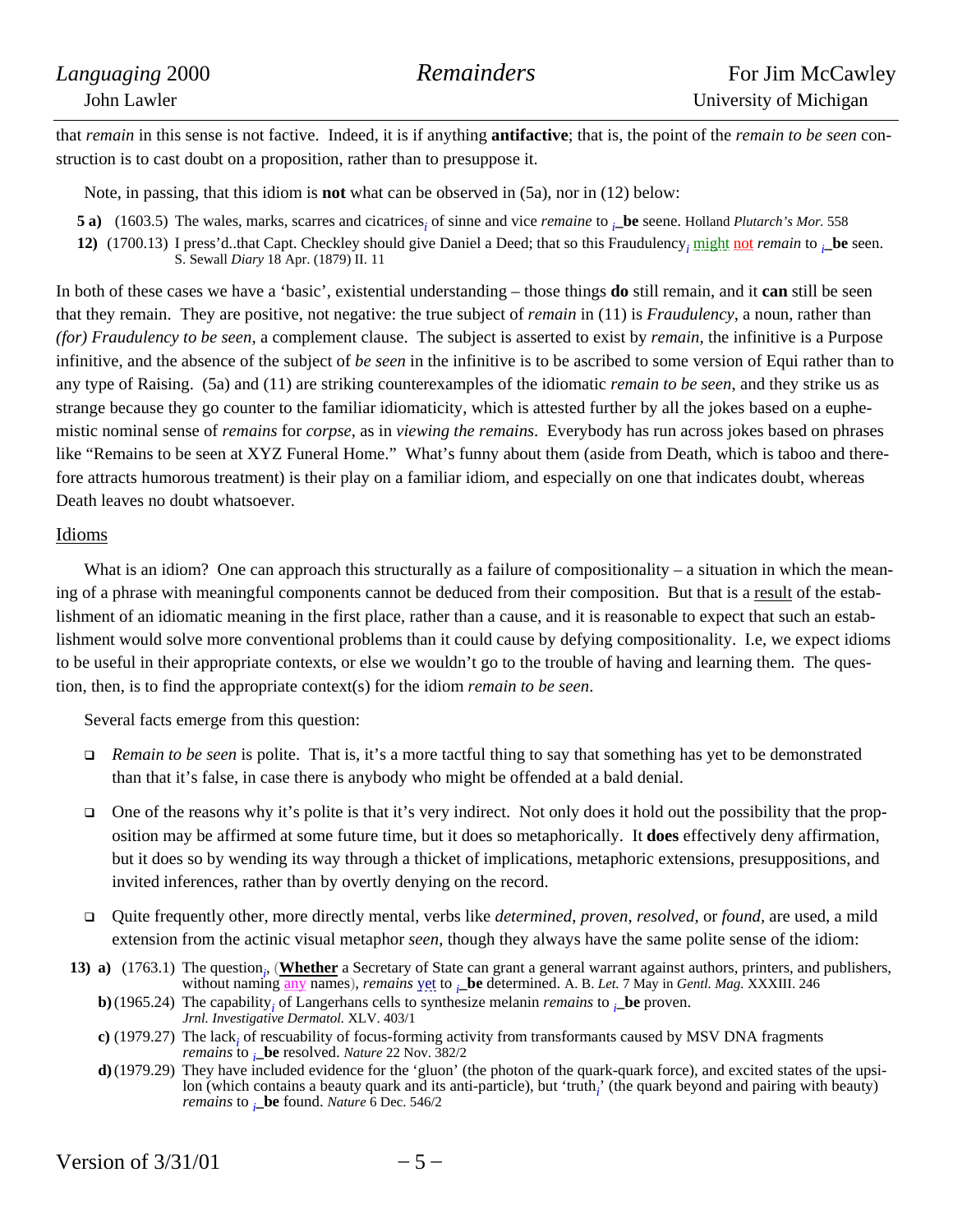that *remain* in this sense is not factive. Indeed, it is if anything **antifactive**; that is, the point of the *remain to be seen* construction is to cast doubt on a proposition, rather than to presuppose it.

Note, in passing, that this idiom is **not** what can be observed in (5a), nor in (12) below:

**5 a)** (1603.5) The wales, marks, scarres and cicatrices$_i$ of sinne and vice *remaine* to $_i$_**be** seene. Holland *Plutarch's Mor.* 558

**12)** (1700.13) I press'd..that Capt. Checkley should give Daniel a Deed; that so this Fraudulency$_i$ might not *remain* to $_i$_**be** seen. S. Sewall *Diary* 18 Apr. (1879) II. 11

In both of these cases we have a 'basic', existential understanding – those things **do** still remain, and it **can** still be seen that they remain. They are positive, not negative: the true subject of *remain* in (11) is *Fraudulency*, a noun, rather than *(for) Fraudulency to be seen*, a complement clause. The subject is asserted to exist by *remain*, the infinitive is a Purpose infinitive, and the absence of the subject of *be seen* in the infinitive is to be ascribed to some version of Equi rather than to any type of Raising. (5a) and (11) are striking counterexamples of the idiomatic *remain to be seen*, and they strike us as strange because they go counter to the familiar idiomaticity, which is attested further by all the jokes based on a euphemistic nominal sense of *remains* for *corpse*, as in *viewing the remains*. Everybody has run across jokes based on phrases like "Remains to be seen at XYZ Funeral Home." What's funny about them (aside from Death, which is taboo and therefore attracts humorous treatment) is their play on a familiar idiom, and especially on one that indicates doubt, whereas Death leaves no doubt whatsoever.

## Idioms

What is an idiom? One can approach this structurally as a failure of compositionality – a situation in which the meaning of a phrase with meaningful components cannot be deduced from their composition. But that is a result of the establishment of an idiomatic meaning in the first place, rather than a cause, and it is reasonable to expect that such an establishment would solve more conventional problems than it could cause by defying compositionality. I.e, we expect idioms to be useful in their appropriate contexts, or else we wouldn't go to the trouble of having and learning them. The question, then, is to find the appropriate context(s) for the idiom *remain to be seen*.

Several facts emerge from this question:

- *Remain to be seen* is polite. That is, it's a more tactful thing to say that something has yet to be demonstrated than that it's false, in case there is anybody who might be offended at a bald denial.
- One of the reasons why it's polite is that it's very indirect. Not only does it hold out the possibility that the proposition may be affirmed at some future time, but it does so metaphorically. It **does** effectively deny affirmation, but it does so by wending its way through a thicket of implications, metaphoric extensions, presuppositions, and invited inferences, rather than by overtly denying on the record.
- Quite frequently other, more directly mental, verbs like *determined*, *proven*, *resolved*, or *found*, are used, a mild extension from the actinic visual metaphor *seen*, though they always have the same polite sense of the idiom:

**13) a)** (1763.1) The question$_i$, (**Whether** a Secretary of State can grant a general warrant against authors, printers, and publishers, without naming any names), *remains* yet to $_i$_**be** determined. A. B. *Let.* 7 May in *Gentl. Mag.* XXXIII. 246

**b)** (1965.24) The capability$_i$ of Langerhans cells to synthesize melanin *remains* to $_i$_**be** proven. *Jrnl. Investigative Dermatol.* XLV. 403/1

**c)** (1979.27) The lack$_i$ of rescuability of focus-forming activity from transformants caused by MSV DNA fragments *remains* to $_i$_**be** resolved. *Nature* 22 Nov. 382/2

**d)** (1979.29) They have included evidence for the 'gluon' (the photon of the quark-quark force), and excited states of the upsilon (which contains a beauty quark and its anti-particle), but 'truth$_i$' (the quark beyond and pairing with beauty) *remains* to $_i$_**be** found. *Nature* 6 Dec. 546/2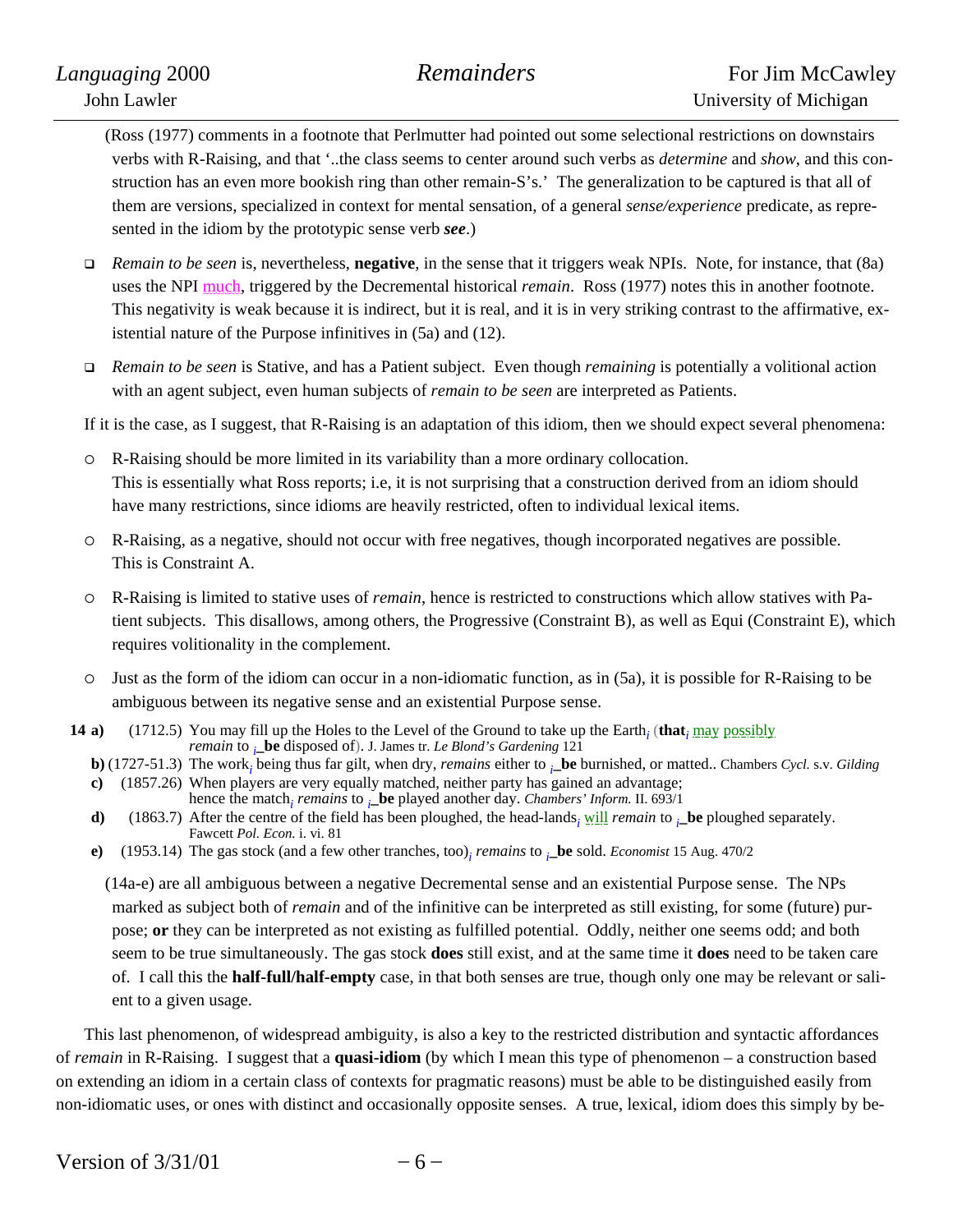(Ross (1977) comments in a footnote that Perlmutter had pointed out some selectional restrictions on downstairs verbs with R-Raising, and that '..the class seems to center around such verbs as *determine* and *show*, and this construction has an even more bookish ring than other remain-S's.' The generalization to be captured is that all of them are versions, specialized in context for mental sensation, of a general *sense/experience* predicate, as represented in the idiom by the prototypic sense verb ***see***.)

- *Remain to be seen* is, nevertheless, **negative**, in the sense that it triggers weak NPIs. Note, for instance, that (8a) uses the NPI much, triggered by the Decremental historical *remain*. Ross (1977) notes this in another footnote. This negativity is weak because it is indirect, but it is real, and it is in very striking contrast to the affirmative, existential nature of the Purpose infinitives in (5a) and (12).
- *Remain to be seen* is Stative, and has a Patient subject. Even though *remaining* is potentially a volitional action with an agent subject, even human subjects of *remain to be seen* are interpreted as Patients.

If it is the case, as I suggest, that R-Raising is an adaptation of this idiom, then we should expect several phenomena:

- R-Raising should be more limited in its variability than a more ordinary collocation.
  This is essentially what Ross reports; i.e, it is not surprising that a construction derived from an idiom should have many restrictions, since idioms are heavily restricted, often to individual lexical items.
- R-Raising, as a negative, should not occur with free negatives, though incorporated negatives are possible.
  This is Constraint A.
- R-Raising is limited to stative uses of *remain*, hence is restricted to constructions which allow statives with Patient subjects. This disallows, among others, the Progressive (Constraint B), as well as Equi (Constraint E), which requires volitionality in the complement.
- Just as the form of the idiom can occur in a non-idiomatic function, as in (5a), it is possible for R-Raising to be ambiguous between its negative sense and an existential Purpose sense.

**14 a)** (1712.5) You may fill up the Holes to the Level of the Ground to take up the Earth$_i$ (**that**$_i$ may possibly *remain* to $_i$\_**be** disposed of). J. James tr. *Le Blond's Gardening* 121

**b)** (1727-51.3) The work$_i$ being thus far gilt, when dry, *remains* either to $_i$\_**be** burnished, or matted.. Chambers *Cycl.* s.v. *Gilding*

**c)** (1857.26) When players are very equally matched, neither party has gained an advantage; hence the match$_i$ *remains* to $_i$\_**be** played another day. *Chambers' Inform.* II. 693/1

**d)** (1863.7) After the centre of the field has been ploughed, the head-lands$_i$ will *remain* to $_i$\_**be** ploughed separately. Fawcett *Pol. Econ.* i. vi. 81

**e)** (1953.14) The gas stock (and a few other tranches, too)$_i$ *remains* to $_i$\_**be** sold. *Economist* 15 Aug. 470/2

(14a-e) are all ambiguous between a negative Decremental sense and an existential Purpose sense. The NPs marked as subject both of *remain* and of the infinitive can be interpreted as still existing, for some (future) purpose; **or** they can be interpreted as not existing as fulfilled potential. Oddly, neither one seems odd; and both seem to be true simultaneously. The gas stock **does** still exist, and at the same time it **does** need to be taken care of. I call this the **half-full/half-empty** case, in that both senses are true, though only one may be relevant or salient to a given usage.

This last phenomenon, of widespread ambiguity, is also a key to the restricted distribution and syntactic affordances of *remain* in R-Raising. I suggest that a **quasi-idiom** (by which I mean this type of phenomenon – a construction based on extending an idiom in a certain class of contexts for pragmatic reasons) must be able to be distinguished easily from non-idiomatic uses, or ones with distinct and occasionally opposite senses. A true, lexical, idiom does this simply by be-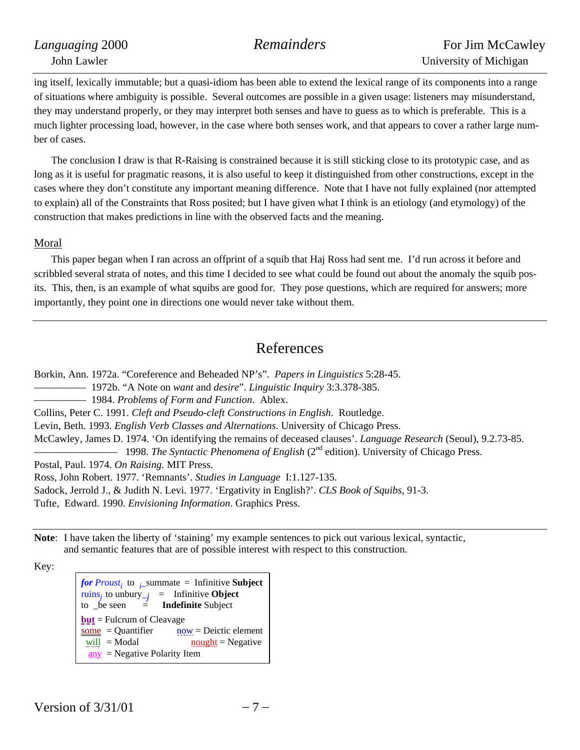ing itself, lexically immutable; but a quasi-idiom has been able to extend the lexical range of its components into a range of situations where ambiguity is possible. Several outcomes are possible in a given usage: listeners may misunderstand, they may understand properly, or they may interpret both senses and have to guess as to which is preferable. This is a much lighter processing load, however, in the case where both senses work, and that appears to cover a rather large number of cases.

The conclusion I draw is that R-Raising is constrained because it is still sticking close to its prototypic case, and as long as it is useful for pragmatic reasons, it is also useful to keep it distinguished from other constructions, except in the cases where they don't constitute any important meaning difference. Note that I have not fully explained (nor attempted to explain) all of the Constraints that Ross posited; but I have given what I think is an etiology (and etymology) of the construction that makes predictions in line with the observed facts and the meaning.

## Moral

This paper began when I ran across an offprint of a squib that Haj Ross had sent me. I'd run across it before and scribbled several strata of notes, and this time I decided to see what could be found out about the anomaly the squib posits. This, then, is an example of what squibs are good for. They pose questions, which are required for answers; more importantly, they point one in directions one would never take without them.

---

# References

Borkin, Ann. 1972a. "Coreference and Beheaded NP's". *Papers in Linguistics* 5:28-45.
—————— 1972b. "A Note on *want* and *desire*". *Linguistic Inquiry* 3:3.378-385.
—————— 1984. *Problems of Form and Function*. Ablex.
Collins, Peter C. 1991. *Cleft and Pseudo-cleft Constructions in English*. Routledge.
Levin, Beth. 1993. *English Verb Classes and Alternations*. University of Chicago Press.
McCawley, James D. 1974. 'On identifying the remains of deceased clauses'. *Language Research* (Seoul), 9.2.73-85.
—————— 1998. *The Syntactic Phenomena of English* (2nd edition). University of Chicago Press.
Postal, Paul. 1974. *On Raising.* MIT Press.
Ross, John Robert. 1977. 'Remnants'. *Studies in Language* I:1.127-135.
Sadock, Jerrold J., & Judith N. Levi. 1977. 'Ergativity in English?'. *CLS Book of Squibs*, 91-3.
Tufte, Edward. 1990. *Envisioning Information*. Graphics Press.

---

**Note**: I have taken the liberty of 'staining' my example sentences to pick out various lexical, syntactic, and semantic features that are of possible interest with respect to this construction.

Key:

***for*** *Proust*$_i$ to $_{i}$\_summate = Infinitive **Subject**
ruins$_j$ to unbury\_$_j$ = Infinitive **Object**
to \_be seen = **Indefinite** Subject

**but** = Fulcrum of Cleavage
some = Quantifier    now = Deictic element
will = Modal    nought = Negative
any = Negative Polarity Item